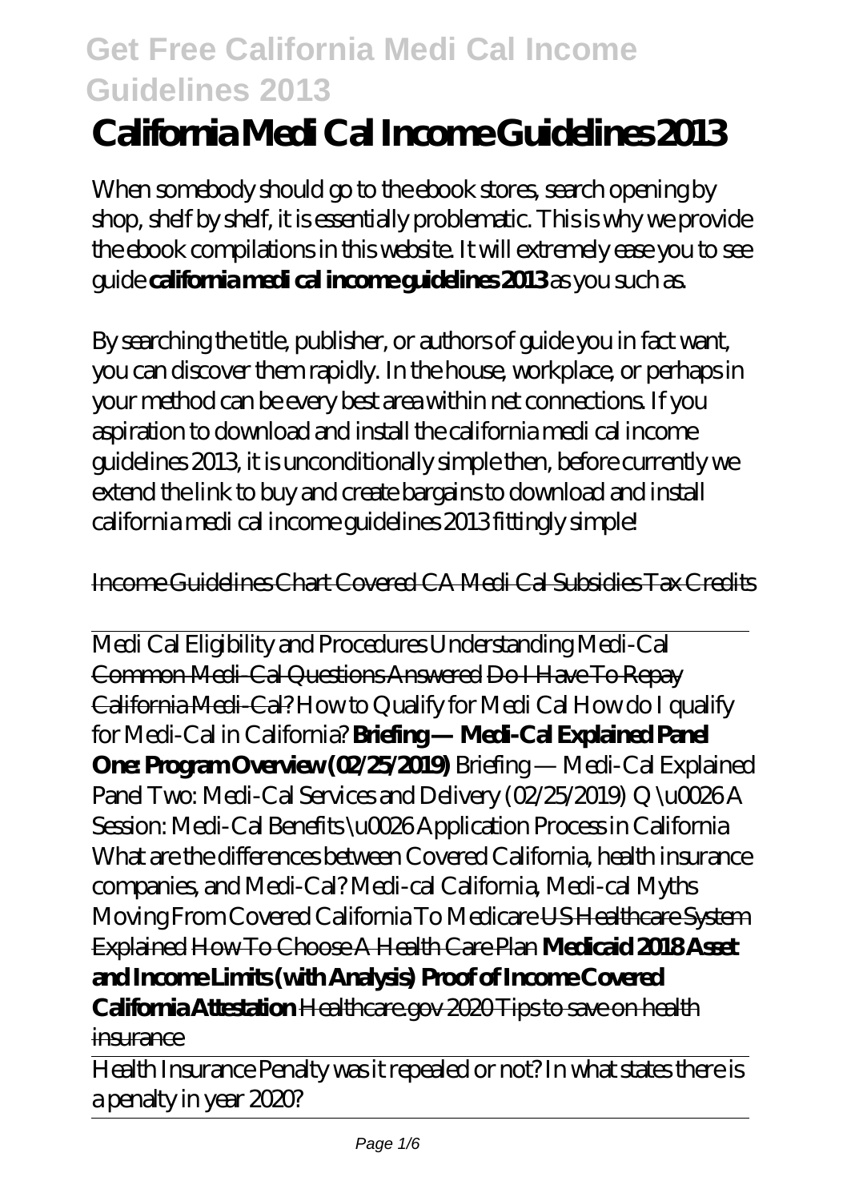# California Medi Cal Income Guidelines 2013

When somebody should go to the ebook stores, search opening by shop, shelf by shelf, it is essentially problematic. This is why we provide the ebook compilations in this website. It will extremely ease you to see guide **california medi cal income guidelines 2013** as you such as.

By searching the title, publisher, or authors of guide you in fact want, you can discover them rapidly. In the house, workplace, or perhaps in your method can be every best area within net connections. If you aspiration to download and install the california medi cal income guidelines 2013, it is unconditionally simple then, before currently we extend the link to buy and create bargains to download and install california medi cal income guidelines 2013 fittingly simple!

Income Guidelines Chart Covered CA Medi Cal Subsidies Tax Credits

Medi Cal Eligibility and Procedures Understanding Medi-Cal Common Medi-Cal Questions Answered Do I Have To Repay California Medi-Cal? *How to Qualify for Medi Cal How do I qualify for Medi-Cal in California?* **Briefing — Medi-Cal Explained Panel One: Program Overview (02/25/2019)** *Briefing — Medi-Cal Explained Panel Two: Medi-Cal Services and Delivery (02/25/2019) Q \u0026 A Session: Medi-Cal Benefits \u0026 Application Process in California What are the differences between Covered California, health insurance companies, and Medi-Cal? Medi-cal California, Medi-cal Myths Moving From Covered California To Medicare* US Healthcare System Explained How To Choose A Health Care Plan **Medicaid 2018 Asset and Income Limits (with Analysis) Proof of Income Covered California Attestation** Healthcare.gov 2020 Tips to save on health insurance

Health Insurance Penalty was it repealed or not? In what states there is a penalty in year 2020?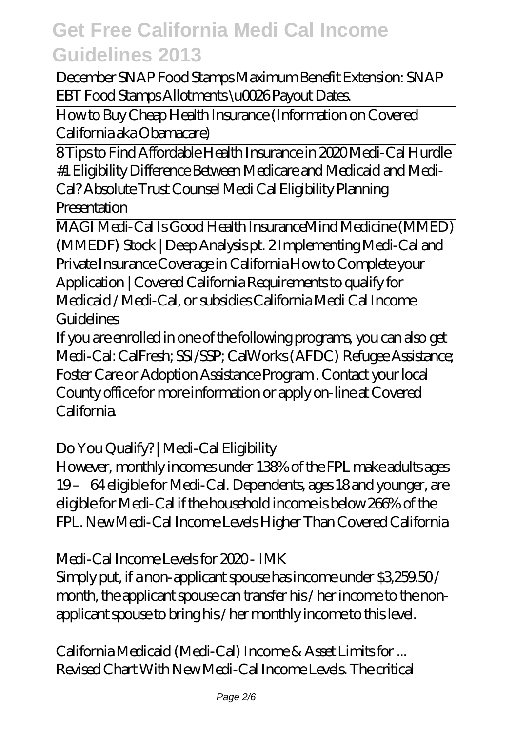*December SNAP Food Stamps Maximum Benefit Extension: SNAP EBT Food Stamps Allotments \u0026 Payout Dates.*

How to Buy Cheap Health Insurance (Information on Covered California aka Obamacare)

8 Tips to Find Affordable Health Insurance in 2020 *Medi-Cal Hurdle #1 Eligibility Difference Between Medicare and Medicaid and Medi-Cal? Absolute Trust Counsel Medi Cal Eligibility Planning Presentation*

MAGI Medi-Cal Is Good Health Insurance*Mind Medicine (MMED) (MMEDF) Stock | Deep Analysis pt. 2 Implementing Medi-Cal and Private Insurance Coverage in California How to Complete your Application | Covered California Requirements to qualify for Medicaid / Medi-Cal, or subsidies California Medi Cal Income Guidelines*

If you are enrolled in one of the following programs, you can also get Medi-Cal: CalFresh; SSI/SSP; CalWorks (AFDC) Refugee Assistance; Foster Care or Adoption Assistance Program . Contact your local County office for more information or apply on-line at Covered California.

*Do You Qualify? | Medi-Cal Eligibility*

However, monthly incomes under 138% of the FPL make adults ages 19 – 64 eligible for Medi-Cal. Dependents, ages 18 and younger, are eligible for Medi-Cal if the household income is below 266% of the FPL. New Medi-Cal Income Levels Higher Than Covered California

*Medi-Cal Income Levels for 2020 - IMK*

Simply put, if a non-applicant spouse has income under $3,259.50 / month, the applicant spouse can transfer his / her income to the non-applicant spouse to bring his / her monthly income to this level.

*California Medicaid (Medi-Cal) Income & Asset Limits for ...*

Revised Chart With New Medi-Cal Income Levels. The critical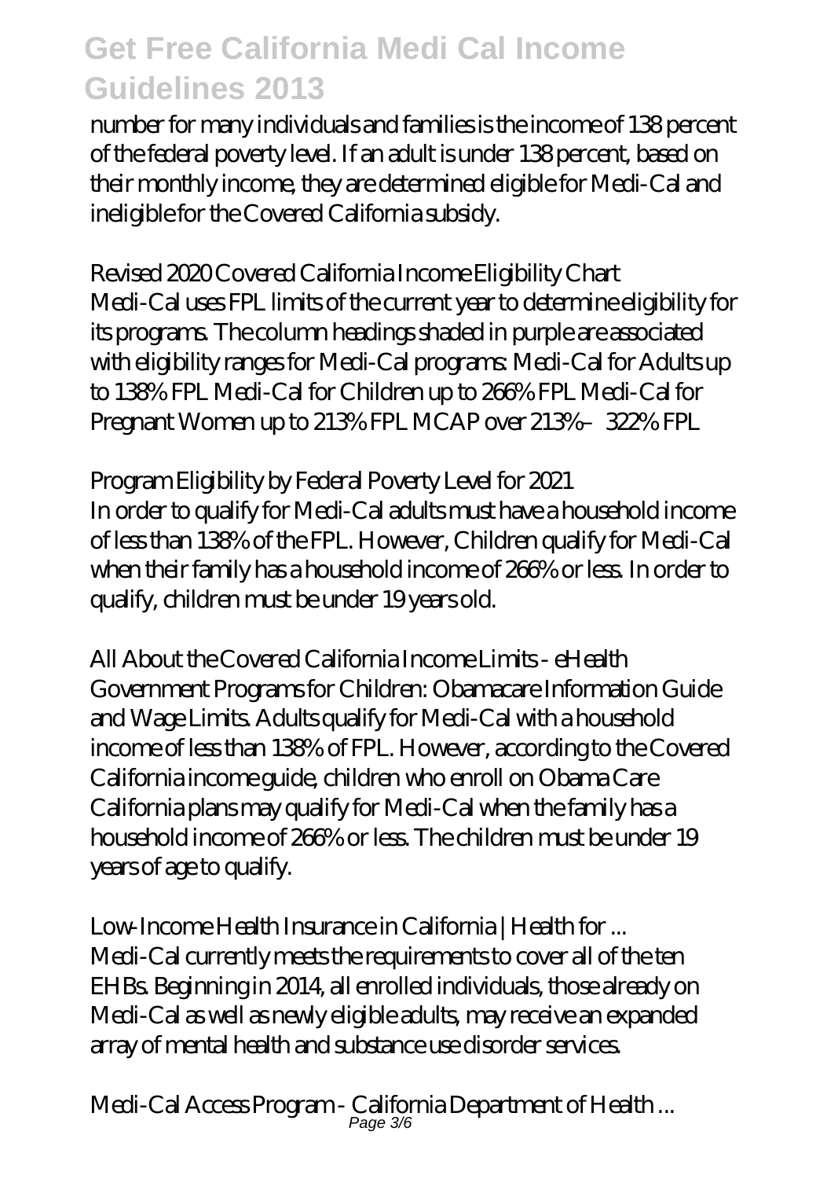number for many individuals and families is the income of 138 percent of the federal poverty level. If an adult is under 138 percent, based on their monthly income, they are determined eligible for Medi-Cal and ineligible for the Covered California subsidy.

*Revised 2020 Covered California Income Eligibility Chart*

Medi-Cal uses FPL limits of the current year to determine eligibility for its programs. The column headings shaded in purple are associated with eligibility ranges for Medi-Cal programs: Medi-Cal for Adults up to 138% FPL Medi-Cal for Children up to 266% FPL Medi-Cal for Pregnant Women up to 213% FPL MCAP over 213%–322% FPL

*Program Eligibility by Federal Poverty Level for 2021*

In order to qualify for Medi-Cal adults must have a household income of less than 138% of the FPL. However, Children qualify for Medi-Cal when their family has a household income of 266% or less. In order to qualify, children must be under 19 years old.

*All About the Covered California Income Limits - eHealth*

Government Programs for Children: Obamacare Information Guide and Wage Limits. Adults qualify for Medi-Cal with a household income of less than 138% of FPL. However, according to the Covered California income guide, children who enroll on Obama Care California plans may qualify for Medi-Cal when the family has a household income of 266% or less. The children must be under 19 years of age to qualify.

*Low-Income Health Insurance in California | Health for ...*

Medi-Cal currently meets the requirements to cover all of the ten EHBs. Beginning in 2014, all enrolled individuals, those already on Medi-Cal as well as newly eligible adults, may receive an expanded array of mental health and substance use disorder services.

*Medi-Cal Access Program - California Department of Health ...*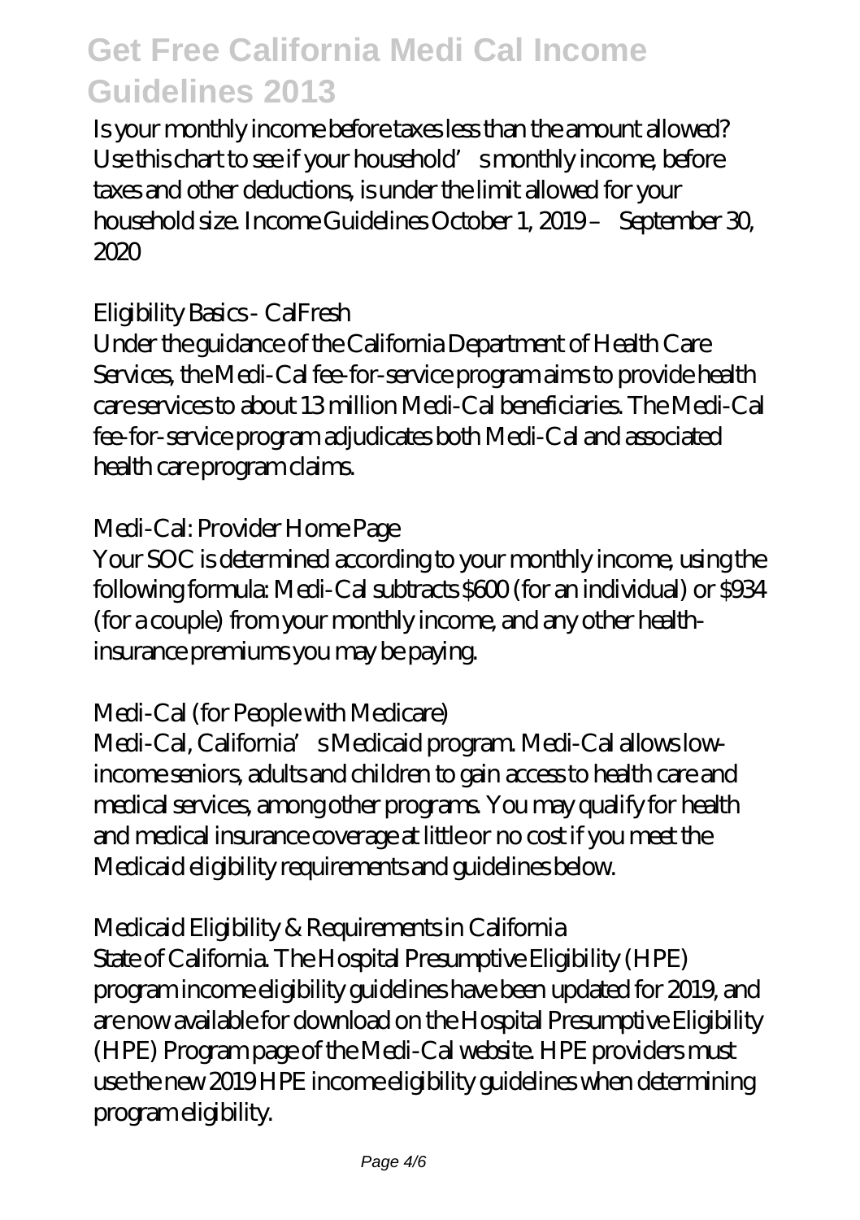Is your monthly income before taxes less than the amount allowed? Use this chart to see if your household's monthly income, before taxes and other deductions, is under the limit allowed for your household size. Income Guidelines October 1, 2019 – September 30, 2020

*Eligibility Basics - CalFresh*

Under the guidance of the California Department of Health Care Services, the Medi-Cal fee-for-service program aims to provide health care services to about 13 million Medi-Cal beneficiaries. The Medi-Cal fee-for-service program adjudicates both Medi-Cal and associated health care program claims.

*Medi-Cal: Provider Home Page*

Your SOC is determined according to your monthly income, using the following formula: Medi-Cal subtracts $600 (for an individual) or $934 (for a couple) from your monthly income, and any other health-insurance premiums you may be paying.

*Medi-Cal (for People with Medicare)*

Medi-Cal, California's Medicaid program. Medi-Cal allows low-income seniors, adults and children to gain access to health care and medical services, among other programs. You may qualify for health and medical insurance coverage at little or no cost if you meet the Medicaid eligibility requirements and guidelines below.

*Medicaid Eligibility & Requirements in California*

State of California. The Hospital Presumptive Eligibility (HPE) program income eligibility guidelines have been updated for 2019, and are now available for download on the Hospital Presumptive Eligibility (HPE) Program page of the Medi-Cal website. HPE providers must use the new 2019 HPE income eligibility guidelines when determining program eligibility.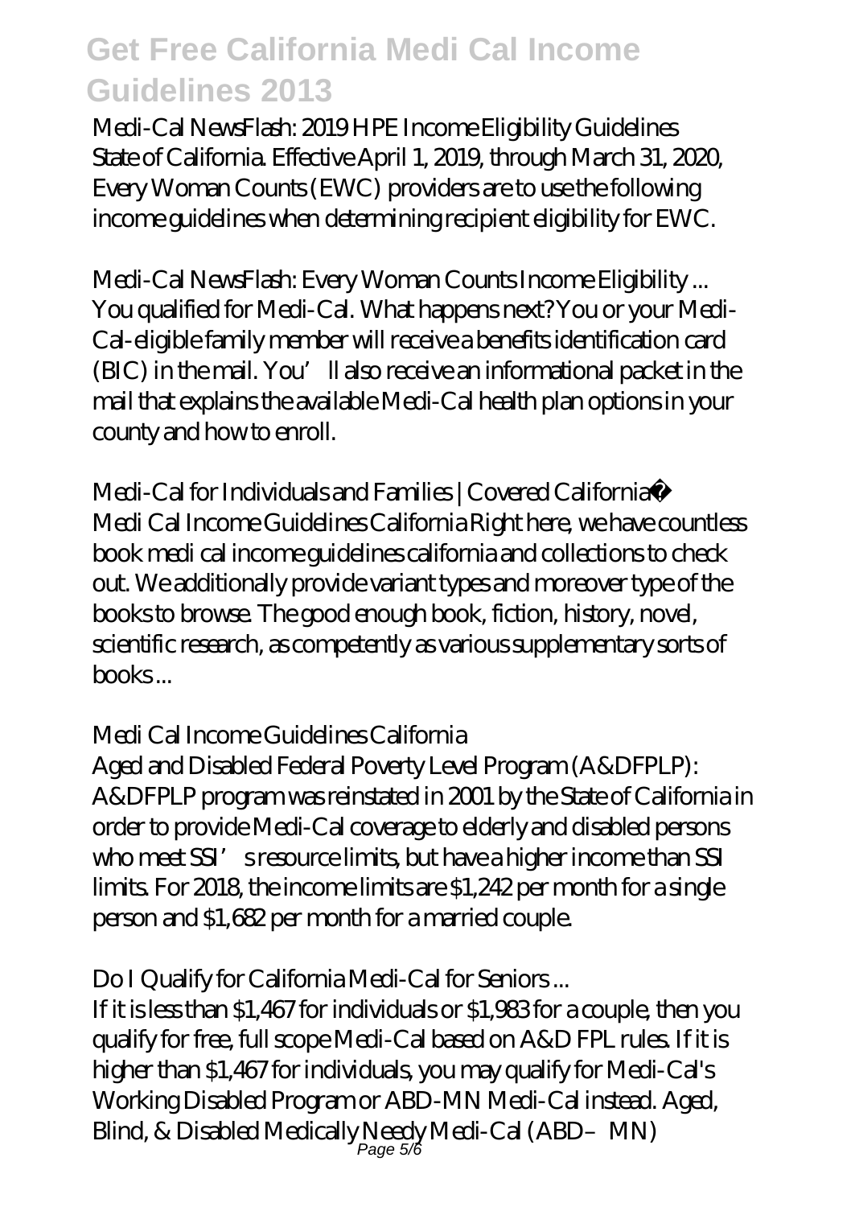Medi-Cal NewsFlash: 2019 HPE Income Eligibility Guidelines
State of California. Effective April 1, 2019, through March 31, 2020, Every Woman Counts (EWC) providers are to use the following income guidelines when determining recipient eligibility for EWC.

*Medi-Cal NewsFlash: Every Woman Counts Income Eligibility ...*
You qualified for Medi-Cal. What happens next? You or your Medi-Cal-eligible family member will receive a benefits identification card (BIC) in the mail. You'll also receive an informational packet in the mail that explains the available Medi-Cal health plan options in your county and how to enroll.

*Medi-Cal for Individuals and Families | Covered California™*
Medi Cal Income Guidelines California Right here, we have countless book medi cal income guidelines california and collections to check out. We additionally provide variant types and moreover type of the books to browse. The good enough book, fiction, history, novel, scientific research, as competently as various supplementary sorts of books ...

*Medi Cal Income Guidelines California*
Aged and Disabled Federal Poverty Level Program (A&DFPLP): A&DFPLP program was reinstated in 2001 by the State of California in order to provide Medi-Cal coverage to elderly and disabled persons who meet SSI's resource limits, but have a higher income than SSI limits. For 2018, the income limits are $1,242 per month for a single person and $1,682 per month for a married couple.

*Do I Qualify for California Medi-Cal for Seniors ...*
If it is less than $1,467 for individuals or $1,983 for a couple, then you qualify for free, full scope Medi-Cal based on A&D FPL rules. If it is higher than $1,467 for individuals, you may qualify for Medi-Cal's Working Disabled Program or ABD-MN Medi-Cal instead. Aged, Blind, & Disabled Medically Needy Medi-Cal (ABD–MN)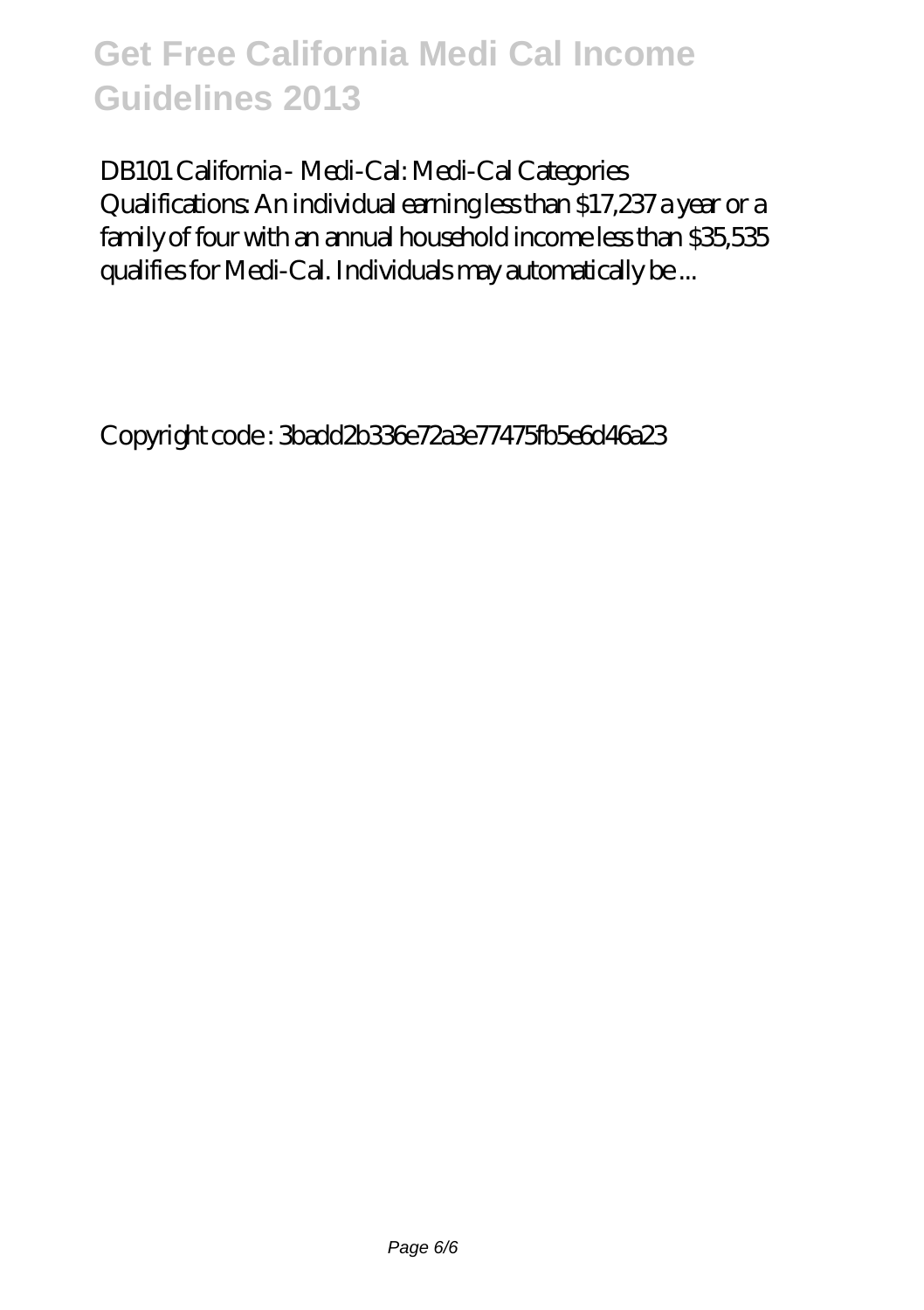DB101 California - Medi-Cal: Medi-Cal Categories
Qualifications: An individual earning less than $17,237 a year or a family of four with an annual household income less than $35,535 qualifies for Medi-Cal. Individuals may automatically be ...

Copyright code : 3badd2b336e72a3e77475fb5e6d46a23